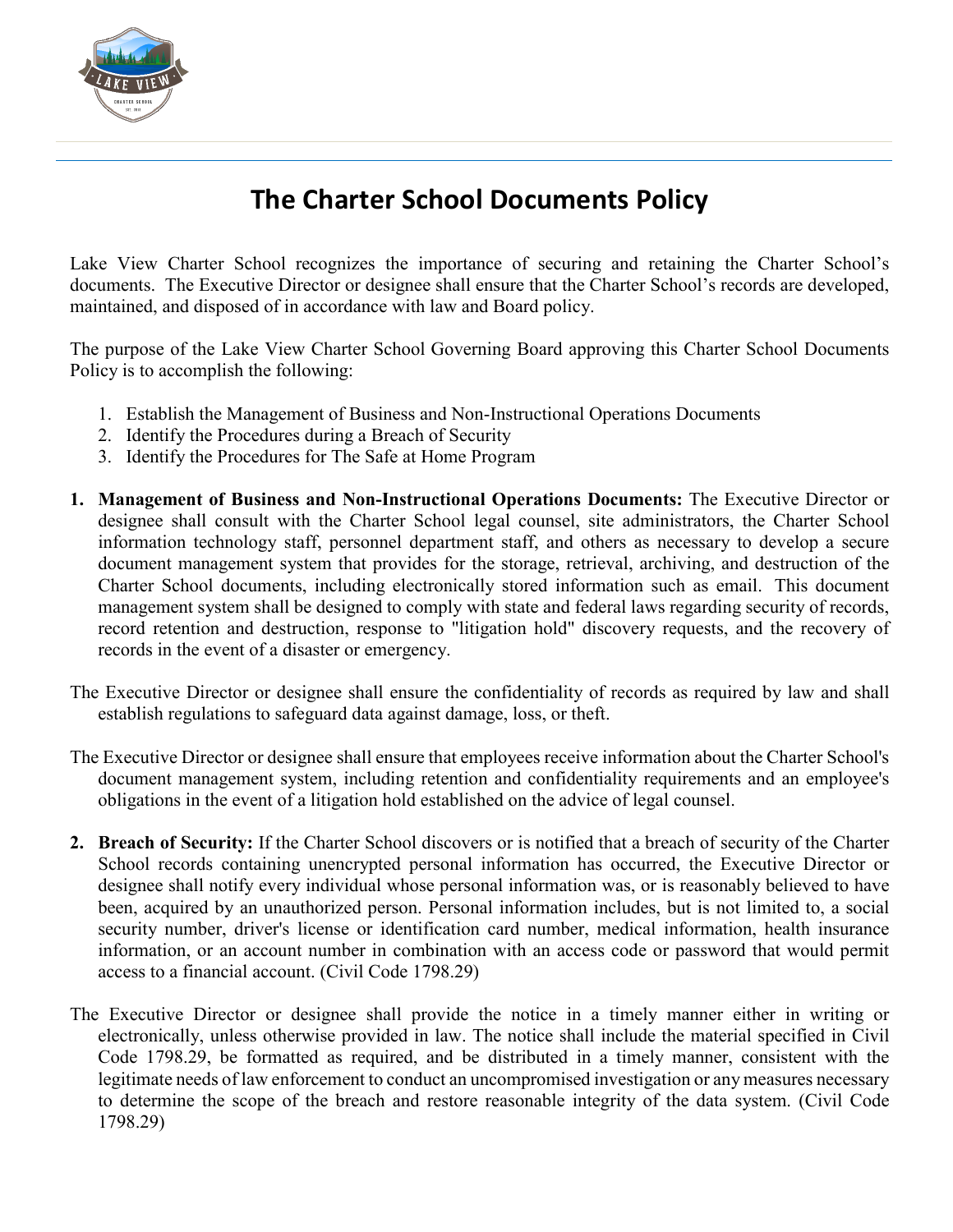# The Charter School Documents Policy

Lake View Charter School recognizes the importance of securing and retaining the Charter School's documents. The Executive Director or designee shall ensure that the Charter School's records are developed, maintained, and disposed of in accordance with law and Board policy.

The purpose of the Lake View Charter School Governing Board approving this Charter School Documents Policy is to accomplish the following:

1. Establish the Management of Business and Non-Instructional Operations Documents
2. Identify the Procedures during a Breach of Security
3. Identify the Procedures for The Safe at Home Program

1. **Management of Business and Non-Instructional Operations Documents:** The Executive Director or designee shall consult with the Charter School legal counsel, site administrators, the Charter School information technology staff, personnel department staff, and others as necessary to develop a secure document management system that provides for the storage, retrieval, archiving, and destruction of the Charter School documents, including electronically stored information such as email. This document management system shall be designed to comply with state and federal laws regarding security of records, record retention and destruction, response to "litigation hold" discovery requests, and the recovery of records in the event of a disaster or emergency.

The Executive Director or designee shall ensure the confidentiality of records as required by law and shall establish regulations to safeguard data against damage, loss, or theft.

The Executive Director or designee shall ensure that employees receive information about the Charter School's document management system, including retention and confidentiality requirements and an employee's obligations in the event of a litigation hold established on the advice of legal counsel.

2. **Breach of Security:** If the Charter School discovers or is notified that a breach of security of the Charter School records containing unencrypted personal information has occurred, the Executive Director or designee shall notify every individual whose personal information was, or is reasonably believed to have been, acquired by an unauthorized person. Personal information includes, but is not limited to, a social security number, driver's license or identification card number, medical information, health insurance information, or an account number in combination with an access code or password that would permit access to a financial account. (Civil Code 1798.29)

The Executive Director or designee shall provide the notice in a timely manner either in writing or electronically, unless otherwise provided in law. The notice shall include the material specified in Civil Code 1798.29, be formatted as required, and be distributed in a timely manner, consistent with the legitimate needs of law enforcement to conduct an uncompromised investigation or any measures necessary to determine the scope of the breach and restore reasonable integrity of the data system. (Civil Code 1798.29)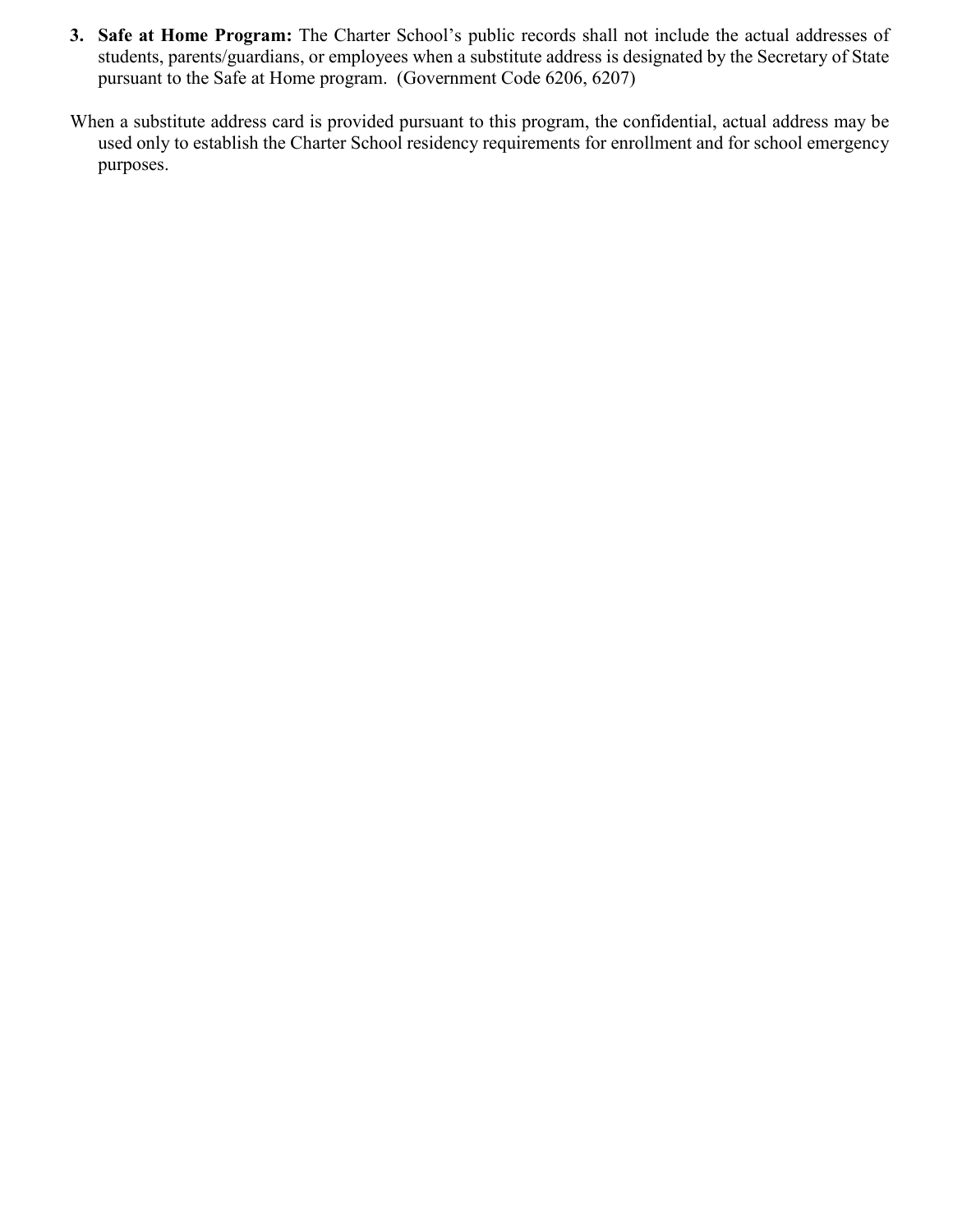3. **Safe at Home Program:** The Charter School's public records shall not include the actual addresses of students, parents/guardians, or employees when a substitute address is designated by the Secretary of State pursuant to the Safe at Home program. (Government Code 6206, 6207)

When a substitute address card is provided pursuant to this program, the confidential, actual address may be used only to establish the Charter School residency requirements for enrollment and for school emergency purposes.